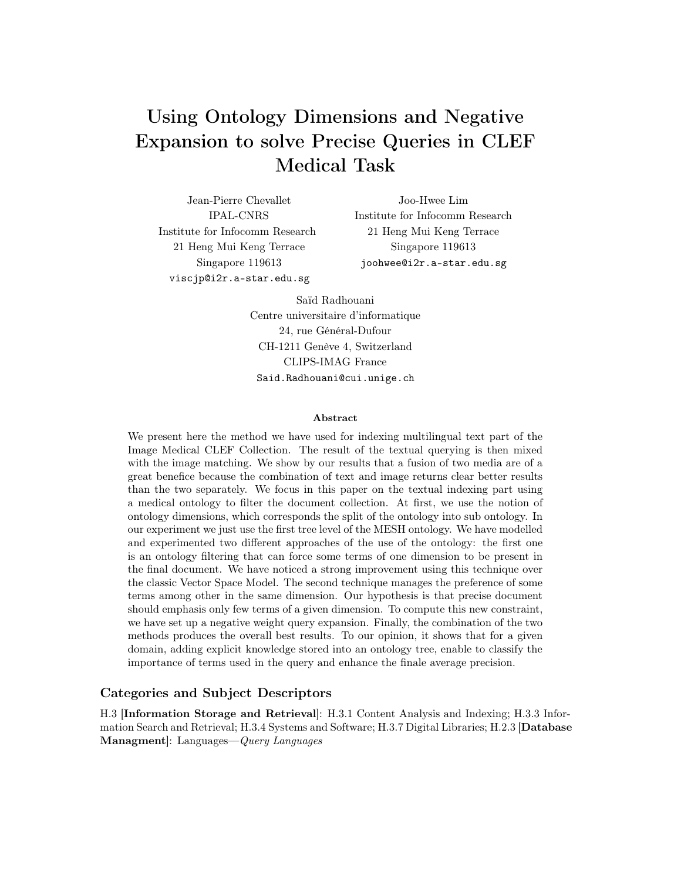# Using Ontology Dimensions and Negative Expansion to solve Precise Queries in CLEF Medical Task

Jean-Pierre Chevallet
IPAL-CNRS
Institute for Infocomm Research
21 Heng Mui Keng Terrace
Singapore 119613
viscjp@i2r.a-star.edu.sg

Joo-Hwee Lim
Institute for Infocomm Research
21 Heng Mui Keng Terrace
Singapore 119613
joohwee@i2r.a-star.edu.sg

Saïd Radhouani
Centre universitaire d'informatique
24, rue Général-Dufour
CH-1211 Genève 4, Switzerland
CLIPS-IMAG France
Said.Radhouani@cui.unige.ch

### Abstract

We present here the method we have used for indexing multilingual text part of the Image Medical CLEF Collection. The result of the textual querying is then mixed with the image matching. We show by our results that a fusion of two media are of a great benefice because the combination of text and image returns clear better results than the two separately. We focus in this paper on the textual indexing part using a medical ontology to filter the document collection. At first, we use the notion of ontology dimensions, which corresponds the split of the ontology into sub ontology. In our experiment we just use the first tree level of the MESH ontology. We have modelled and experimented two different approaches of the use of the ontology: the first one is an ontology filtering that can force some terms of one dimension to be present in the final document. We have noticed a strong improvement using this technique over the classic Vector Space Model. The second technique manages the preference of some terms among other in the same dimension. Our hypothesis is that precise document should emphasis only few terms of a given dimension. To compute this new constraint, we have set up a negative weight query expansion. Finally, the combination of the two methods produces the overall best results. To our opinion, it shows that for a given domain, adding explicit knowledge stored into an ontology tree, enable to classify the importance of terms used in the query and enhance the finale average precision.

## Categories and Subject Descriptors

H.3 [**Information Storage and Retrieval**]: H.3.1 Content Analysis and Indexing; H.3.3 Information Search and Retrieval; H.3.4 Systems and Software; H.3.7 Digital Libraries; H.2.3 [**Database Managment**]: Languages—*Query Languages*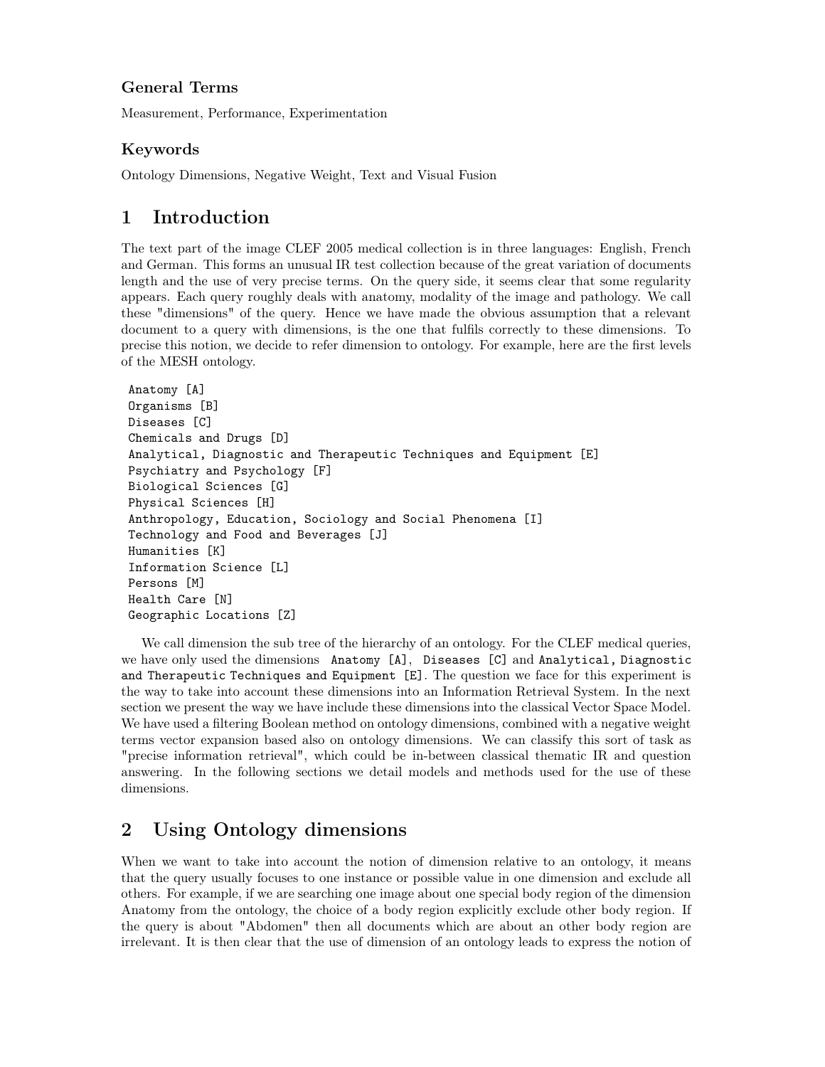### General Terms

Measurement, Performance, Experimentation

### Keywords

Ontology Dimensions, Negative Weight, Text and Visual Fusion

## 1 Introduction

The text part of the image CLEF 2005 medical collection is in three languages: English, French and German. This forms an unusual IR test collection because of the great variation of documents length and the use of very precise terms. On the query side, it seems clear that some regularity appears. Each query roughly deals with anatomy, modality of the image and pathology. We call these "dimensions" of the query. Hence we have made the obvious assumption that a relevant document to a query with dimensions, is the one that fulfils correctly to these dimensions. To precise this notion, we decide to refer dimension to ontology. For example, here are the first levels of the MESH ontology.

```
Anatomy [A]
Organisms [B]
Diseases [C]
Chemicals and Drugs [D]
Analytical, Diagnostic and Therapeutic Techniques and Equipment [E]
Psychiatry and Psychology [F]
Biological Sciences [G]
Physical Sciences [H]
Anthropology, Education, Sociology and Social Phenomena [I]
Technology and Food and Beverages [J]
Humanities [K]
Information Science [L]
Persons [M]
Health Care [N]
Geographic Locations [Z]
```

We call dimension the sub tree of the hierarchy of an ontology. For the CLEF medical queries, we have only used the dimensions `Anatomy [A]`, `Diseases [C]` and `Analytical, Diagnostic and Therapeutic Techniques and Equipment [E]`. The question we face for this experiment is the way to take into account these dimensions into an Information Retrieval System. In the next section we present the way we have include these dimensions into the classical Vector Space Model. We have used a filtering Boolean method on ontology dimensions, combined with a negative weight terms vector expansion based also on ontology dimensions. We can classify this sort of task as "precise information retrieval", which could be in-between classical thematic IR and question answering. In the following sections we detail models and methods used for the use of these dimensions.

## 2 Using Ontology dimensions

When we want to take into account the notion of dimension relative to an ontology, it means that the query usually focuses to one instance or possible value in one dimension and exclude all others. For example, if we are searching one image about one special body region of the dimension Anatomy from the ontology, the choice of a body region explicitly exclude other body region. If the query is about "Abdomen" then all documents which are about an other body region are irrelevant. It is then clear that the use of dimension of an ontology leads to express the notion of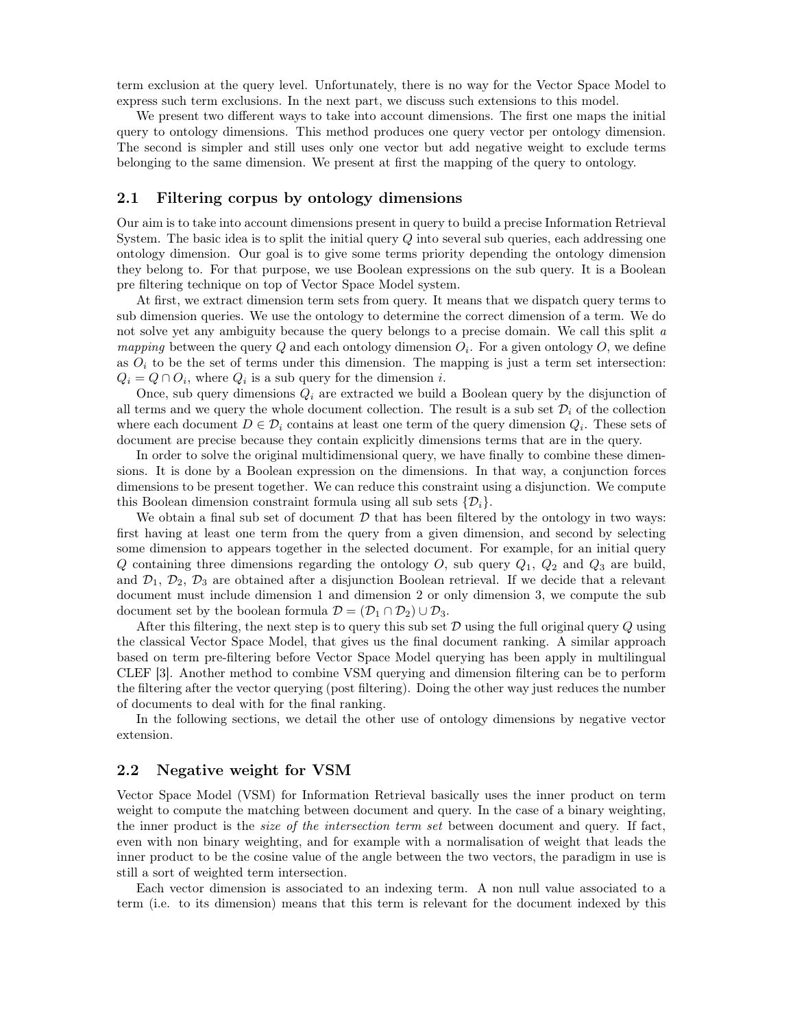term exclusion at the query level. Unfortunately, there is no way for the Vector Space Model to express such term exclusions. In the next part, we discuss such extensions to this model.

We present two different ways to take into account dimensions. The first one maps the initial query to ontology dimensions. This method produces one query vector per ontology dimension. The second is simpler and still uses only one vector but add negative weight to exclude terms belonging to the same dimension. We present at first the mapping of the query to ontology.

## 2.1 Filtering corpus by ontology dimensions

Our aim is to take into account dimensions present in query to build a precise Information Retrieval System. The basic idea is to split the initial query $Q$ into several sub queries, each addressing one ontology dimension. Our goal is to give some terms priority depending the ontology dimension they belong to. For that purpose, we use Boolean expressions on the sub query. It is a Boolean pre filtering technique on top of Vector Space Model system.

At first, we extract dimension term sets from query. It means that we dispatch query terms to sub dimension queries. We use the ontology to determine the correct dimension of a term. We do not solve yet any ambiguity because the query belongs to a precise domain. We call this split *a mapping* between the query $Q$ and each ontology dimension $O_i$. For a given ontology $O$, we define as $O_i$ to be the set of terms under this dimension. The mapping is just a term set intersection: $Q_i = Q \cap O_i$, where $Q_i$ is a sub query for the dimension $i$.

Once, sub query dimensions $Q_i$ are extracted we build a Boolean query by the disjunction of all terms and we query the whole document collection. The result is a sub set $\mathcal{D}_i$ of the collection where each document $D \in \mathcal{D}_i$ contains at least one term of the query dimension $Q_i$. These sets of document are precise because they contain explicitly dimensions terms that are in the query.

In order to solve the original multidimensional query, we have finally to combine these dimensions. It is done by a Boolean expression on the dimensions. In that way, a conjunction forces dimensions to be present together. We can reduce this constraint using a disjunction. We compute this Boolean dimension constraint formula using all sub sets $\{\mathcal{D}_i\}$.

We obtain a final sub set of document $\mathcal{D}$ that has been filtered by the ontology in two ways: first having at least one term from the query from a given dimension, and second by selecting some dimension to appears together in the selected document. For example, for an initial query $Q$ containing three dimensions regarding the ontology $O$, sub query $Q_1$, $Q_2$ and $Q_3$ are build, and $\mathcal{D}_1$, $\mathcal{D}_2$, $\mathcal{D}_3$ are obtained after a disjunction Boolean retrieval. If we decide that a relevant document must include dimension 1 and dimension 2 or only dimension 3, we compute the sub document set by the boolean formula $\mathcal{D} = (\mathcal{D}_1 \cap \mathcal{D}_2) \cup \mathcal{D}_3$.

After this filtering, the next step is to query this sub set $\mathcal{D}$ using the full original query $Q$ using the classical Vector Space Model, that gives us the final document ranking. A similar approach based on term pre-filtering before Vector Space Model querying has been apply in multilingual CLEF [3]. Another method to combine VSM querying and dimension filtering can be to perform the filtering after the vector querying (post filtering). Doing the other way just reduces the number of documents to deal with for the final ranking.

In the following sections, we detail the other use of ontology dimensions by negative vector extension.

## 2.2 Negative weight for VSM

Vector Space Model (VSM) for Information Retrieval basically uses the inner product on term weight to compute the matching between document and query. In the case of a binary weighting, the inner product is the *size of the intersection term set* between document and query. If fact, even with non binary weighting, and for example with a normalisation of weight that leads the inner product to be the cosine value of the angle between the two vectors, the paradigm in use is still a sort of weighted term intersection.

Each vector dimension is associated to an indexing term. A non null value associated to a term (i.e. to its dimension) means that this term is relevant for the document indexed by this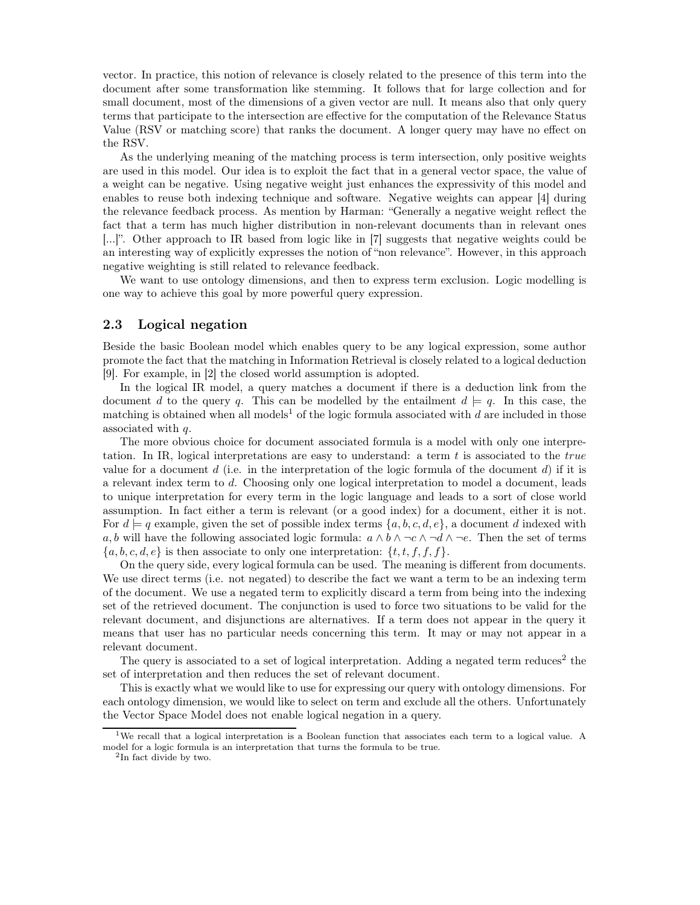vector. In practice, this notion of relevance is closely related to the presence of this term into the document after some transformation like stemming. It follows that for large collection and for small document, most of the dimensions of a given vector are null. It means also that only query terms that participate to the intersection are effective for the computation of the Relevance Status Value (RSV or matching score) that ranks the document. A longer query may have no effect on the RSV.

As the underlying meaning of the matching process is term intersection, only positive weights are used in this model. Our idea is to exploit the fact that in a general vector space, the value of a weight can be negative. Using negative weight just enhances the expressivity of this model and enables to reuse both indexing technique and software. Negative weights can appear [4] during the relevance feedback process. As mention by Harman: "Generally a negative weight reflect the fact that a term has much higher distribution in non-relevant documents than in relevant ones [...]". Other approach to IR based from logic like in [7] suggests that negative weights could be an interesting way of explicitly expresses the notion of "non relevance". However, in this approach negative weighting is still related to relevance feedback.

We want to use ontology dimensions, and then to express term exclusion. Logic modelling is one way to achieve this goal by more powerful query expression.

## 2.3 Logical negation

Beside the basic Boolean model which enables query to be any logical expression, some author promote the fact that the matching in Information Retrieval is closely related to a logical deduction [9]. For example, in [2] the closed world assumption is adopted.

In the logical IR model, a query matches a document if there is a deduction link from the document $d$ to the query $q$. This can be modelled by the entailment $d \models q$. In this case, the matching is obtained when all models[1] of the logic formula associated with $d$ are included in those associated with $q$.

The more obvious choice for document associated formula is a model with only one interpretation. In IR, logical interpretations are easy to understand: a term $t$ is associated to the *true* value for a document $d$ (i.e. in the interpretation of the logic formula of the document $d$) if it is a relevant index term to $d$. Choosing only one logical interpretation to model a document, leads to unique interpretation for every term in the logic language and leads to a sort of close world assumption. In fact either a term is relevant (or a good index) for a document, either it is not. For $d \models q$ example, given the set of possible index terms $\{a, b, c, d, e\}$, a document $d$ indexed with $a, b$ will have the following associated logic formula: $a \wedge b \wedge \neg c \wedge \neg d \wedge \neg e$. Then the set of terms $\{a, b, c, d, e\}$ is then associate to only one interpretation: $\{t, t, f, f, f\}$.

On the query side, every logical formula can be used. The meaning is different from documents. We use direct terms (i.e. not negated) to describe the fact we want a term to be an indexing term of the document. We use a negated term to explicitly discard a term from being into the indexing set of the retrieved document. The conjunction is used to force two situations to be valid for the relevant document, and disjunctions are alternatives. If a term does not appear in the query it means that user has no particular needs concerning this term. It may or may not appear in a relevant document.

The query is associated to a set of logical interpretation. Adding a negated term reduces[2] the set of interpretation and then reduces the set of relevant document.

This is exactly what we would like to use for expressing our query with ontology dimensions. For each ontology dimension, we would like to select on term and exclude all the others. Unfortunately the Vector Space Model does not enable logical negation in a query.

[1] We recall that a logical interpretation is a Boolean function that associates each term to a logical value. A model for a logic formula is an interpretation that turns the formula to be true.

[2] In fact divide by two.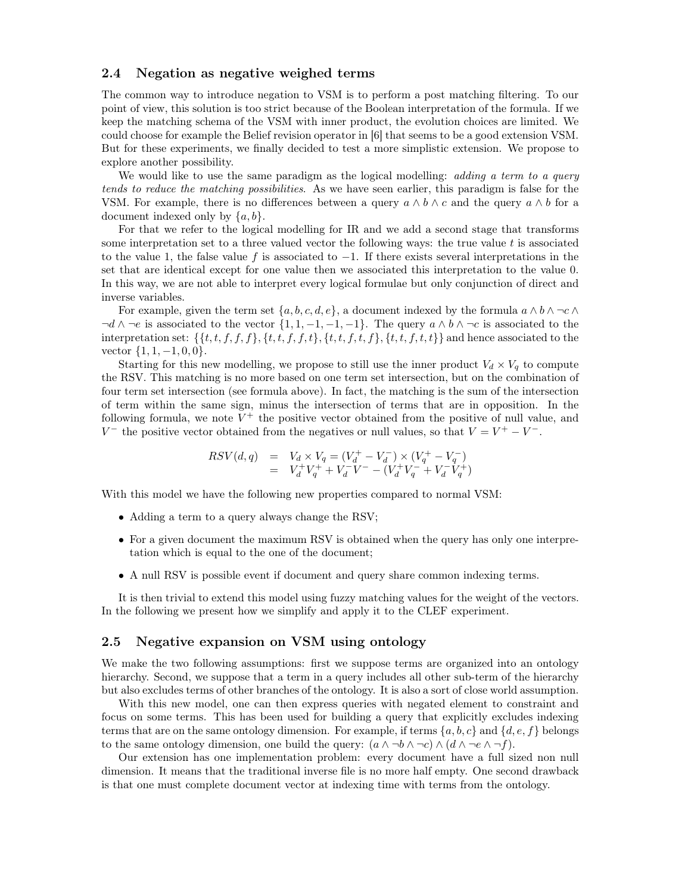### 2.4 Negation as negative weighed terms

The common way to introduce negation to VSM is to perform a post matching filtering. To our point of view, this solution is too strict because of the Boolean interpretation of the formula. If we keep the matching schema of the VSM with inner product, the evolution choices are limited. We could choose for example the Belief revision operator in [6] that seems to be a good extension VSM. But for these experiments, we finally decided to test a more simplistic extension. We propose to explore another possibility.

We would like to use the same paradigm as the logical modelling: *adding a term to a query tends to reduce the matching possibilities*. As we have seen earlier, this paradigm is false for the VSM. For example, there is no differences between a query $a \wedge b \wedge c$ and the query $a \wedge b$ for a document indexed only by $\{a, b\}$.

For that we refer to the logical modelling for IR and we add a second stage that transforms some interpretation set to a three valued vector the following ways: the true value $t$ is associated to the value 1, the false value $f$ is associated to $-1$. If there exists several interpretations in the set that are identical except for one value then we associated this interpretation to the value 0. In this way, we are not able to interpret every logical formulae but only conjunction of direct and inverse variables.

For example, given the term set $\{a, b, c, d, e\}$, a document indexed by the formula $a \wedge b \wedge \neg c \wedge \neg d \wedge \neg e$ is associated to the vector $\{1, 1, -1, -1, -1\}$. The query $a \wedge b \wedge \neg c$ is associated to the interpretation set: $\{\{t, t, f, f, f\}, \{t, t, f, f, t\}, \{t, t, f, t, f\}, \{t, t, f, t, t\}\}$ and hence associated to the vector $\{1, 1, -1, 0, 0\}$.

Starting for this new modelling, we propose to still use the inner product $V_d \times V_q$ to compute the RSV. This matching is no more based on one term set intersection, but on the combination of four term set intersection (see formula above). In fact, the matching is the sum of the intersection of term within the same sign, minus the intersection of terms that are in opposition. In the following formula, we note $V^+$ the positive vector obtained from the positive of null value, and $V^-$ the positive vector obtained from the negatives or null values, so that $V = V^+ - V^-$.

$$
\begin{aligned}
RSV(d, q) &= V_d \times V_q = (V_d^+ - V_d^-) \times (V_q^+ - V_q^-) \\
&= V_d^+ V_q^+ + V_d^- V^- - (V_d^+ V_q^- + V_d^- V_q^+)
\end{aligned}
$$

With this model we have the following new properties compared to normal VSM:

- Adding a term to a query always change the RSV;
- For a given document the maximum RSV is obtained when the query has only one interpretation which is equal to the one of the document;
- A null RSV is possible event if document and query share common indexing terms.

It is then trivial to extend this model using fuzzy matching values for the weight of the vectors. In the following we present how we simplify and apply it to the CLEF experiment.

### 2.5 Negative expansion on VSM using ontology

We make the two following assumptions: first we suppose terms are organized into an ontology hierarchy. Second, we suppose that a term in a query includes all other sub-term of the hierarchy but also excludes terms of other branches of the ontology. It is also a sort of close world assumption.

With this new model, one can then express queries with negated element to constraint and focus on some terms. This has been used for building a query that explicitly excludes indexing terms that are on the same ontology dimension. For example, if terms $\{a, b, c\}$ and $\{d, e, f\}$ belongs to the same ontology dimension, one build the query: $(a \wedge \neg b \wedge \neg c) \wedge (d \wedge \neg e \wedge \neg f)$.

Our extension has one implementation problem: every document have a full sized non null dimension. It means that the traditional inverse file is no more half empty. One second drawback is that one must complete document vector at indexing time with terms from the ontology.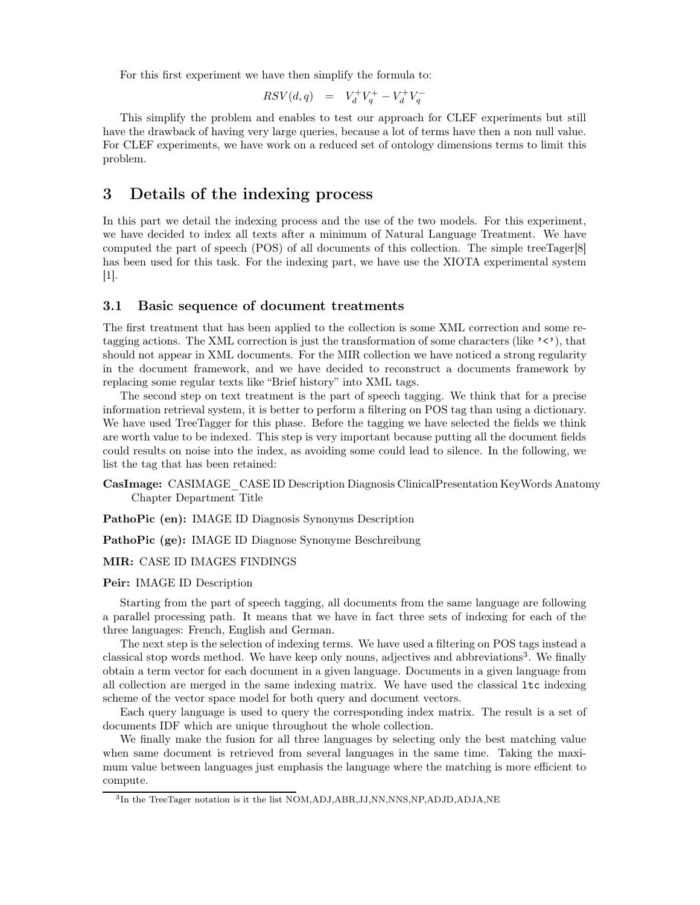For this first experiment we have then simplify the formula to:

$$RSV(d,q) \quad = \quad V_d^+ V_q^+ - V_d^+ V_q^-$$

This simplify the problem and enables to test our approach for CLEF experiments but still have the drawback of having very large queries, because a lot of terms have then a non null value. For CLEF experiments, we have work on a reduced set of ontology dimensions terms to limit this problem.

# 3 Details of the indexing process

In this part we detail the indexing process and the use of the two models. For this experiment, we have decided to index all texts after a minimum of Natural Language Treatment. We have computed the part of speech (POS) of all documents of this collection. The simple treeTager[8] has been used for this task. For the indexing part, we have use the XIOTA experimental system [1].

## 3.1 Basic sequence of document treatments

The first treatment that has been applied to the collection is some XML correction and some re-tagging actions. The XML correction is just the transformation of some characters (like '<'), that should not appear in XML documents. For the MIR collection we have noticed a strong regularity in the document framework, and we have decided to reconstruct a documents framework by replacing some regular texts like "Brief history" into XML tags.

The second step on text treatment is the part of speech tagging. We think that for a precise information retrieval system, it is better to perform a filtering on POS tag than using a dictionary. We have used TreeTagger for this phase. Before the tagging we have selected the fields we think are worth value to be indexed. This step is very important because putting all the document fields could results on noise into the index, as avoiding some could lead to silence. In the following, we list the tag that has been retained:

**CasImage:** CASIMAGE_CASE ID Description Diagnosis ClinicalPresentation KeyWords Anatomy Chapter Department Title

**PathoPic (en):** IMAGE ID Diagnosis Synonyms Description

**PathoPic (ge):** IMAGE ID Diagnose Synonyme Beschreibung

**MIR:** CASE ID IMAGES FINDINGS

**Peir:** IMAGE ID Description

Starting from the part of speech tagging, all documents from the same language are following a parallel processing path. It means that we have in fact three sets of indexing for each of the three languages: French, English and German.

The next step is the selection of indexing terms. We have used a filtering on POS tags instead a classical stop words method. We have keep only nouns, adjectives and abbreviations[3]. We finally obtain a term vector for each document in a given language. Documents in a given language from all collection are merged in the same indexing matrix. We have used the classical `ltc` indexing scheme of the vector space model for both query and document vectors.

Each query language is used to query the corresponding index matrix. The result is a set of documents IDF which are unique throughout the whole collection.

We finally make the fusion for all three languages by selecting only the best matching value when same document is retrieved from several languages in the same time. Taking the maximum value between languages just emphasis the language where the matching is more efficient to compute.

---

[3]In the TreeTager notation is it the list NOM,ADJ,ABR,JJ,NN,NNS,NP,ADJD,ADJA,NE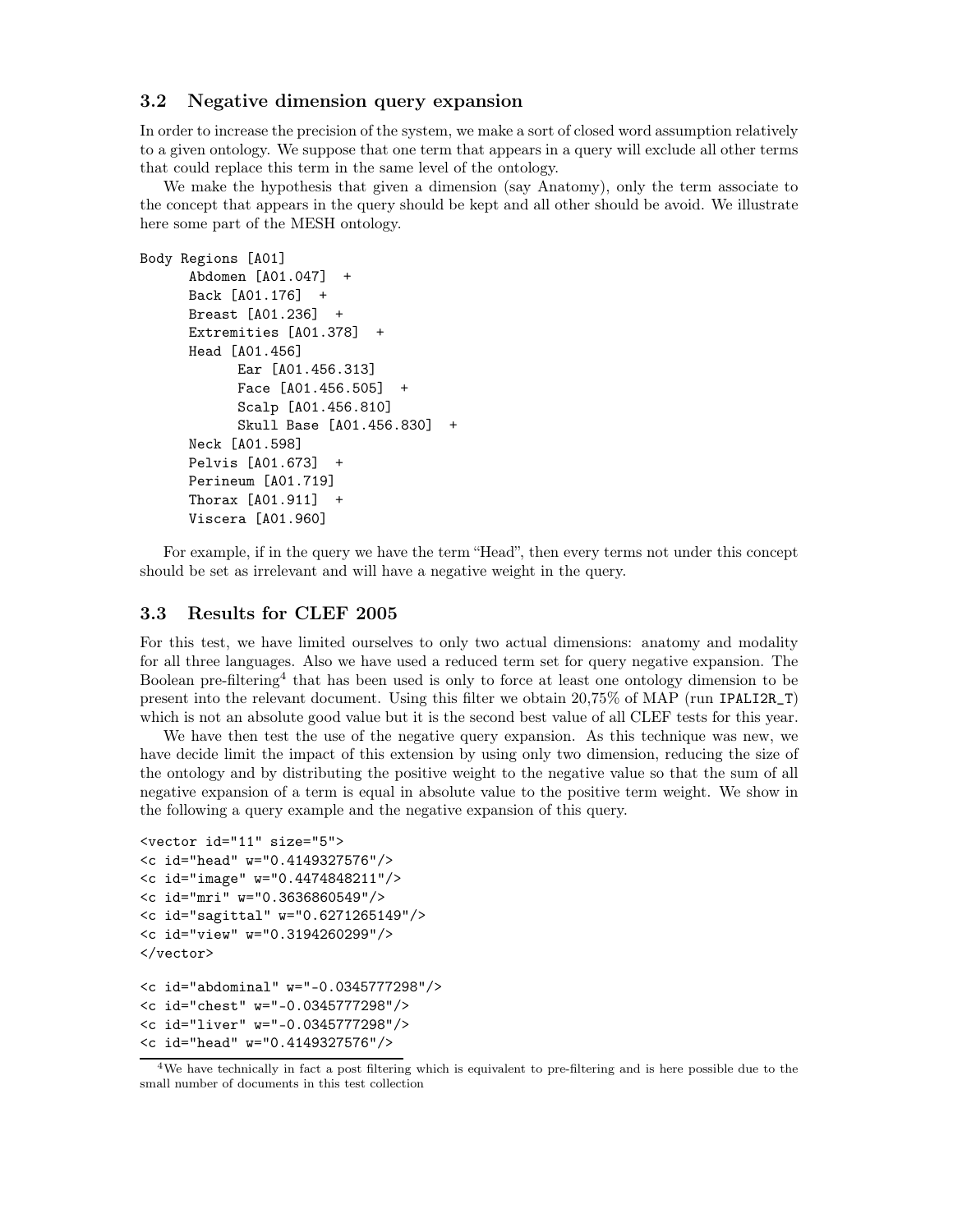### 3.2 Negative dimension query expansion

In order to increase the precision of the system, we make a sort of closed word assumption relatively to a given ontology. We suppose that one term that appears in a query will exclude all other terms that could replace this term in the same level of the ontology.

We make the hypothesis that given a dimension (say Anatomy), only the term associate to the concept that appears in the query should be kept and all other should be avoid. We illustrate here some part of the MESH ontology.

```
Body Regions [A01]
      Abdomen [A01.047]  +
      Back [A01.176]  +
      Breast [A01.236]  +
      Extremities [A01.378]  +
      Head [A01.456]
            Ear [A01.456.313]
            Face [A01.456.505]  +
            Scalp [A01.456.810]
            Skull Base [A01.456.830]  +
      Neck [A01.598]
      Pelvis [A01.673]  +
      Perineum [A01.719]
      Thorax [A01.911]  +
      Viscera [A01.960]
```

For example, if in the query we have the term "Head", then every terms not under this concept should be set as irrelevant and will have a negative weight in the query.

### 3.3 Results for CLEF 2005

For this test, we have limited ourselves to only two actual dimensions: anatomy and modality for all three languages. Also we have used a reduced term set for query negative expansion. The Boolean pre-filtering[4] that has been used is only to force at least one ontology dimension to be present into the relevant document. Using this filter we obtain 20,75% of MAP (run `IPALI2R_T`) which is not an absolute good value but it is the second best value of all CLEF tests for this year.

We have then test the use of the negative query expansion. As this technique was new, we have decide limit the impact of this extension by using only two dimension, reducing the size of the ontology and by distributing the positive weight to the negative value so that the sum of all negative expansion of a term is equal in absolute value to the positive term weight. We show in the following a query example and the negative expansion of this query.

```
<vector id="11" size="5">
<c id="head" w="0.4149327576"/>
<c id="image" w="0.4474848211"/>
<c id="mri" w="0.3636860549"/>
<c id="sagittal" w="0.6271265149"/>
<c id="view" w="0.3194260299"/>
</vector>
```

```
<c id="abdominal" w="-0.0345777298"/>
<c id="chest" w="-0.0345777298"/>
<c id="liver" w="-0.0345777298"/>
<c id="head" w="0.4149327576"/>
```

[4] We have technically in fact a post filtering which is equivalent to pre-filtering and is here possible due to the small number of documents in this test collection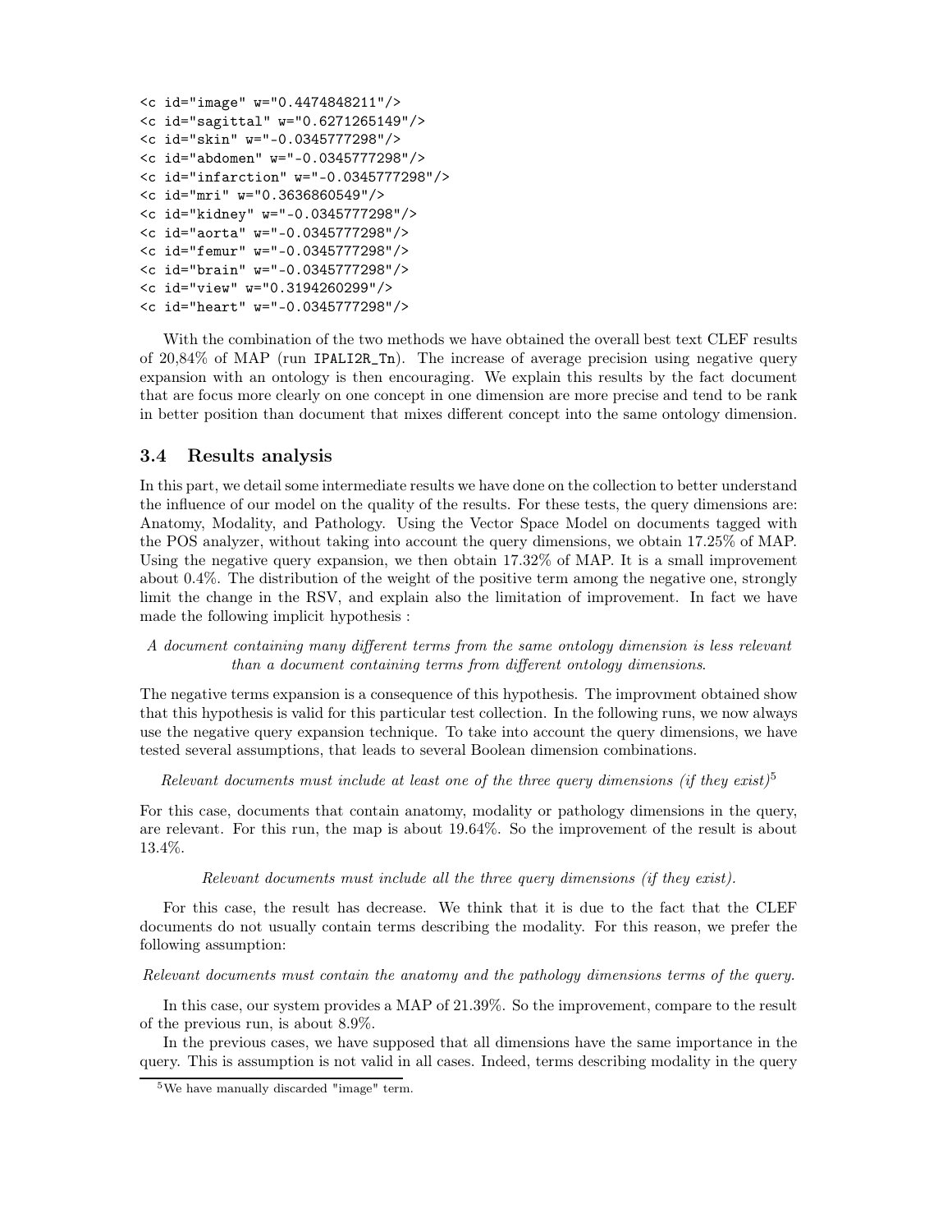```
<c id="image" w="0.4474848211"/>
<c id="sagittal" w="0.6271265149"/>
<c id="skin" w="-0.0345777298"/>
<c id="abdomen" w="-0.0345777298"/>
<c id="infarction" w="-0.0345777298"/>
<c id="mri" w="0.3636860549"/>
<c id="kidney" w="-0.0345777298"/>
<c id="aorta" w="-0.0345777298"/>
<c id="femur" w="-0.0345777298"/>
<c id="brain" w="-0.0345777298"/>
<c id="view" w="0.3194260299"/>
<c id="heart" w="-0.0345777298"/>
```

With the combination of the two methods we have obtained the overall best text CLEF results of 20,84% of MAP (run `IPALI2R_Tn`). The increase of average precision using negative query expansion with an ontology is then encouraging. We explain this results by the fact document that are focus more clearly on one concept in one dimension are more precise and tend to be rank in better position than document that mixes different concept into the same ontology dimension.

### 3.4 Results analysis

In this part, we detail some intermediate results we have done on the collection to better understand the influence of our model on the quality of the results. For these tests, the query dimensions are: Anatomy, Modality, and Pathology. Using the Vector Space Model on documents tagged with the POS analyzer, without taking into account the query dimensions, we obtain 17.25% of MAP. Using the negative query expansion, we then obtain 17.32% of MAP. It is a small improvement about 0.4%. The distribution of the weight of the positive term among the negative one, strongly limit the change in the RSV, and explain also the limitation of improvement. In fact we have made the following implicit hypothesis :

*A document containing many different terms from the same ontology dimension is less relevant than a document containing terms from different ontology dimensions.*

The negative terms expansion is a consequence of this hypothesis. The improvment obtained show that this hypothesis is valid for this particular test collection. In the following runs, we now always use the negative query expansion technique. To take into account the query dimensions, we have tested several assumptions, that leads to several Boolean dimension combinations.

*Relevant documents must include at least one of the three query dimensions (if they exist)*[5]

For this case, documents that contain anatomy, modality or pathology dimensions in the query, are relevant. For this run, the map is about 19.64%. So the improvement of the result is about 13.4%.

*Relevant documents must include all the three query dimensions (if they exist).*

For this case, the result has decrease. We think that it is due to the fact that the CLEF documents do not usually contain terms describing the modality. For this reason, we prefer the following assumption:

*Relevant documents must contain the anatomy and the pathology dimensions terms of the query.*

In this case, our system provides a MAP of 21.39%. So the improvement, compare to the result of the previous run, is about 8.9%.

In the previous cases, we have supposed that all dimensions have the same importance in the query. This is assumption is not valid in all cases. Indeed, terms describing modality in the query

[5] We have manually discarded "image" term.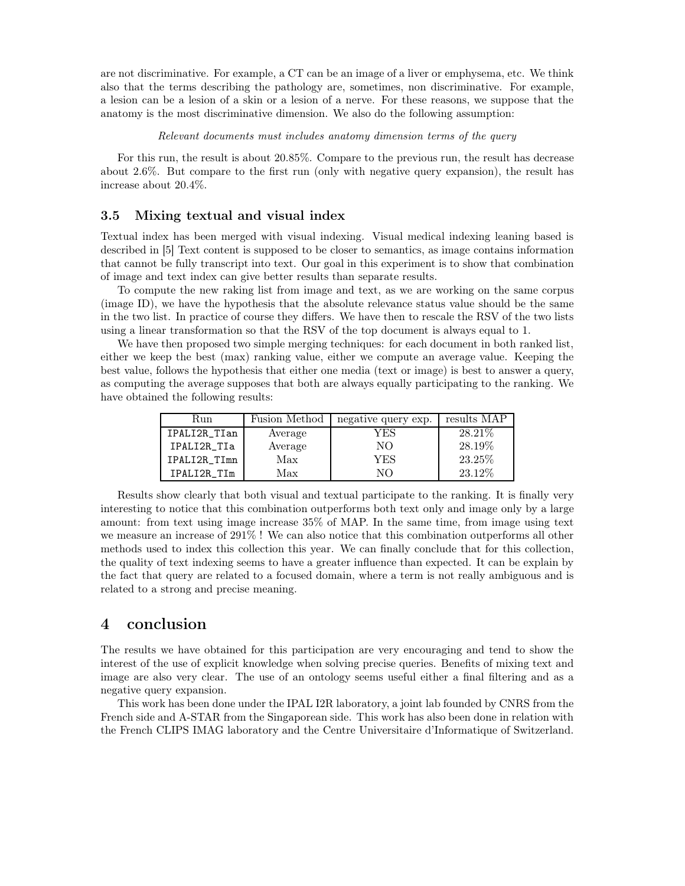are not discriminative. For example, a CT can be an image of a liver or emphysema, etc. We think also that the terms describing the pathology are, sometimes, non discriminative. For example, a lesion can be a lesion of a skin or a lesion of a nerve. For these reasons, we suppose that the anatomy is the most discriminative dimension. We also do the following assumption:

*Relevant documents must includes anatomy dimension terms of the query*

For this run, the result is about 20.85%. Compare to the previous run, the result has decrease about 2.6%. But compare to the first run (only with negative query expansion), the result has increase about 20.4%.

### 3.5 Mixing textual and visual index

Textual index has been merged with visual indexing. Visual medical indexing leaning based is described in [5] Text content is supposed to be closer to semantics, as image contains information that cannot be fully transcript into text. Our goal in this experiment is to show that combination of image and text index can give better results than separate results.

To compute the new raking list from image and text, as we are working on the same corpus (image ID), we have the hypothesis that the absolute relevance status value should be the same in the two list. In practice of course they differs. We have then to rescale the RSV of the two lists using a linear transformation so that the RSV of the top document is always equal to 1.

We have then proposed two simple merging techniques: for each document in both ranked list, either we keep the best (max) ranking value, either we compute an average value. Keeping the best value, follows the hypothesis that either one media (text or image) is best to answer a query, as computing the average supposes that both are always equally participating to the ranking. We have obtained the following results:

| Run | Fusion Method | negative query exp. | results MAP |
|---|---|---|---|
| IPALI2R_TIan | Average | YES | 28.21% |
| IPALI2R_TIa | Average | NO | 28.19% |
| IPALI2R_TImn | Max | YES | 23.25% |
| IPALI2R_TIm | Max | NO | 23.12% |

Results show clearly that both visual and textual participate to the ranking. It is finally very interesting to notice that this combination outperforms both text only and image only by a large amount: from text using image increase 35% of MAP. In the same time, from image using text we measure an increase of 291% ! We can also notice that this combination outperforms all other methods used to index this collection this year. We can finally conclude that for this collection, the quality of text indexing seems to have a greater influence than expected. It can be explain by the fact that query are related to a focused domain, where a term is not really ambiguous and is related to a strong and precise meaning.

## 4 conclusion

The results we have obtained for this participation are very encouraging and tend to show the interest of the use of explicit knowledge when solving precise queries. Benefits of mixing text and image are also very clear. The use of an ontology seems useful either a final filtering and as a negative query expansion.

This work has been done under the IPAL I2R laboratory, a joint lab founded by CNRS from the French side and A-STAR from the Singaporean side. This work has also been done in relation with the French CLIPS IMAG laboratory and the Centre Universitaire d'Informatique of Switzerland.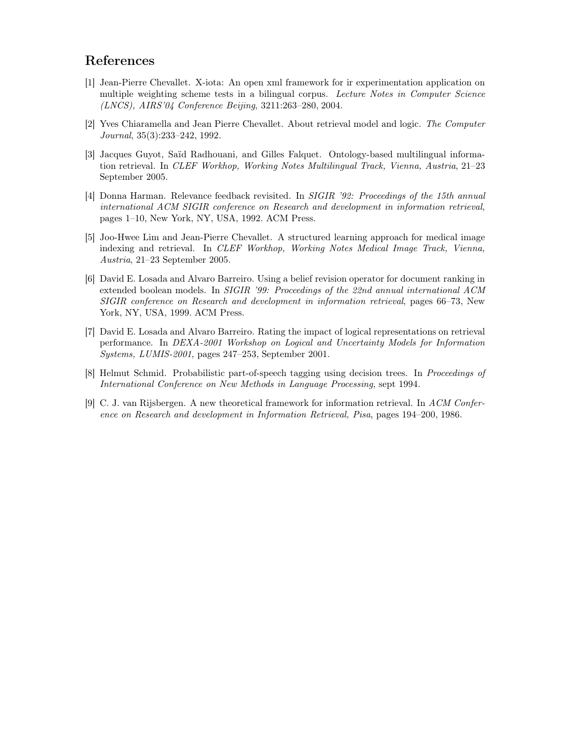## References

[1] Jean-Pierre Chevallet. X-iota: An open xml framework for ir experimentation application on multiple weighting scheme tests in a bilingual corpus. *Lecture Notes in Computer Science (LNCS), AIRS'04 Conference Beijing*, 3211:263–280, 2004.

[2] Yves Chiaramella and Jean Pierre Chevallet. About retrieval model and logic. *The Computer Journal*, 35(3):233–242, 1992.

[3] Jacques Guyot, Saïd Radhouani, and Gilles Falquet. Ontology-based multilingual information retrieval. In *CLEF Workhop, Working Notes Multilingual Track, Vienna, Austria*, 21–23 September 2005.

[4] Donna Harman. Relevance feedback revisited. In *SIGIR '92: Proceedings of the 15th annual international ACM SIGIR conference on Research and development in information retrieval*, pages 1–10, New York, NY, USA, 1992. ACM Press.

[5] Joo-Hwee Lim and Jean-Pierre Chevallet. A structured learning approach for medical image indexing and retrieval. In *CLEF Workhop, Working Notes Medical Image Track, Vienna, Austria*, 21–23 September 2005.

[6] David E. Losada and Alvaro Barreiro. Using a belief revision operator for document ranking in extended boolean models. In *SIGIR '99: Proceedings of the 22nd annual international ACM SIGIR conference on Research and development in information retrieval*, pages 66–73, New York, NY, USA, 1999. ACM Press.

[7] David E. Losada and Alvaro Barreiro. Rating the impact of logical representations on retrieval performance. In *DEXA-2001 Workshop on Logical and Uncertainty Models for Information Systems, LUMIS-2001*, pages 247–253, September 2001.

[8] Helmut Schmid. Probabilistic part-of-speech tagging using decision trees. In *Proceedings of International Conference on New Methods in Language Processing*, sept 1994.

[9] C. J. van Rijsbergen. A new theoretical framework for information retrieval. In *ACM Conference on Research and development in Information Retrieval, Pisa*, pages 194–200, 1986.